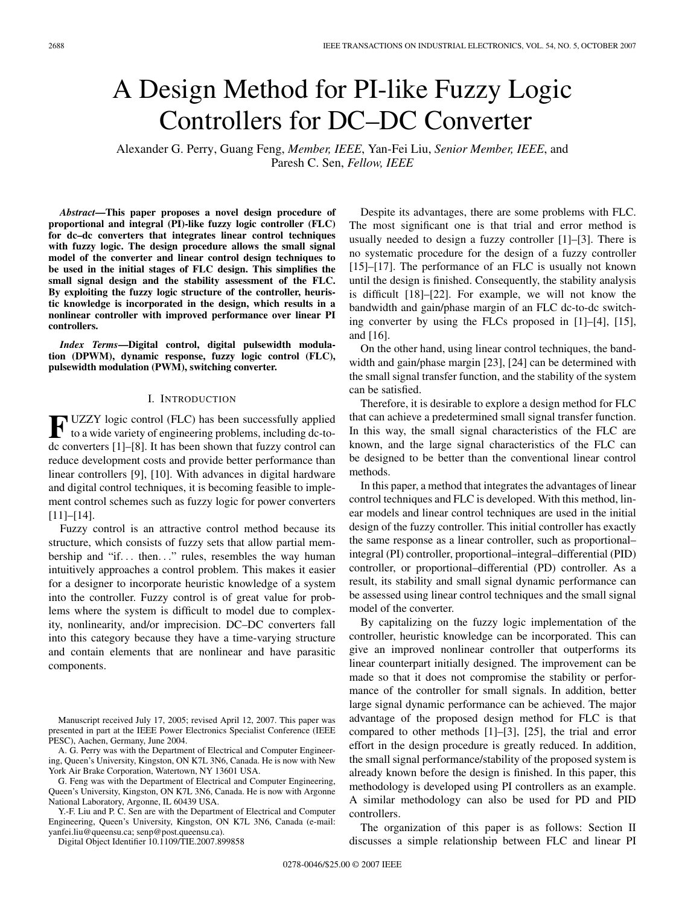# A Design Method for PI-like Fuzzy Logic Controllers for DC–DC Converter

Alexander G. Perry, Guang Feng, *Member, IEEE*, Yan-Fei Liu, *Senior Member, IEEE*, and Paresh C. Sen, *Fellow, IEEE*

***Abstract*—This paper proposes a novel design procedure of proportional and integral (PI)-like fuzzy logic controller (FLC) for dc–dc converters that integrates linear control techniques with fuzzy logic. The design procedure allows the small signal model of the converter and linear control design techniques to be used in the initial stages of FLC design. This simplifies the small signal design and the stability assessment of the FLC. By exploiting the fuzzy logic structure of the controller, heuristic knowledge is incorporated in the design, which results in a nonlinear controller with improved performance over linear PI controllers.**

***Index Terms*—Digital control, digital pulsewidth modulation (DPWM), dynamic response, fuzzy logic control (FLC), pulsewidth modulation (PWM), switching converter.**

## I. Introduction

FUZZY logic control (FLC) has been successfully applied to a wide variety of engineering problems, including dc-to-dc converters [1]–[8]. It has been shown that fuzzy control can reduce development costs and provide better performance than linear controllers [9], [10]. With advances in digital hardware and digital control techniques, it is becoming feasible to implement control schemes such as fuzzy logic for power converters [11]–[14].

Fuzzy control is an attractive control method because its structure, which consists of fuzzy sets that allow partial membership and "if… then…" rules, resembles the way human intuitively approaches a control problem. This makes it easier for a designer to incorporate heuristic knowledge of a system into the controller. Fuzzy control is of great value for problems where the system is difficult to model due to complexity, nonlinearity, and/or imprecision. DC–DC converters fall into this category because they have a time-varying structure and contain elements that are nonlinear and have parasitic components.

Despite its advantages, there are some problems with FLC. The most significant one is that trial and error method is usually needed to design a fuzzy controller [1]–[3]. There is no systematic procedure for the design of a fuzzy controller [15]–[17]. The performance of an FLC is usually not known until the design is finished. Consequently, the stability analysis is difficult [18]–[22]. For example, we will not know the bandwidth and gain/phase margin of an FLC dc-to-dc switching converter by using the FLCs proposed in [1]–[4], [15], and [16].

On the other hand, using linear control techniques, the bandwidth and gain/phase margin [23], [24] can be determined with the small signal transfer function, and the stability of the system can be satisfied.

Therefore, it is desirable to explore a design method for FLC that can achieve a predetermined small signal transfer function. In this way, the small signal characteristics of the FLC are known, and the large signal characteristics of the FLC can be designed to be better than the conventional linear control methods.

In this paper, a method that integrates the advantages of linear control techniques and FLC is developed. With this method, linear models and linear control techniques are used in the initial design of the fuzzy controller. This initial controller has exactly the same response as a linear controller, such as proportional–integral (PI) controller, proportional–integral–differential (PID) controller, or proportional–differential (PD) controller. As a result, its stability and small signal dynamic performance can be assessed using linear control techniques and the small signal model of the converter.

By capitalizing on the fuzzy logic implementation of the controller, heuristic knowledge can be incorporated. This can give an improved nonlinear controller that outperforms its linear counterpart initially designed. The improvement can be made so that it does not compromise the stability or performance of the controller for small signals. In addition, better large signal dynamic performance can be achieved. The major advantage of the proposed design method for FLC is that compared to other methods [1]–[3], [25], the trial and error effort in the design procedure is greatly reduced. In addition, the small signal performance/stability of the proposed system is already known before the design is finished. In this paper, this methodology is developed using PI controllers as an example. A similar methodology can also be used for PD and PID controllers.

The organization of this paper is as follows: Section II discusses a simple relationship between FLC and linear PI

Manuscript received July 17, 2005; revised April 12, 2007. This paper was presented in part at the IEEE Power Electronics Specialist Conference (IEEE PESC), Aachen, Germany, June 2004.

A. G. Perry was with the Department of Electrical and Computer Engineering, Queen's University, Kingston, ON K7L 3N6, Canada. He is now with New York Air Brake Corporation, Watertown, NY 13601 USA.

G. Feng was with the Department of Electrical and Computer Engineering, Queen's University, Kingston, ON K7L 3N6, Canada. He is now with Argonne National Laboratory, Argonne, IL 60439 USA.

Y.-F. Liu and P. C. Sen are with the Department of Electrical and Computer Engineering, Queen's University, Kingston, ON K7L 3N6, Canada (e-mail: yanfei.liu@queensu.ca; senp@post.queensu.ca).

Digital Object Identifier 10.1109/TIE.2007.899858

0278-0046/$25.00 © 2007 IEEE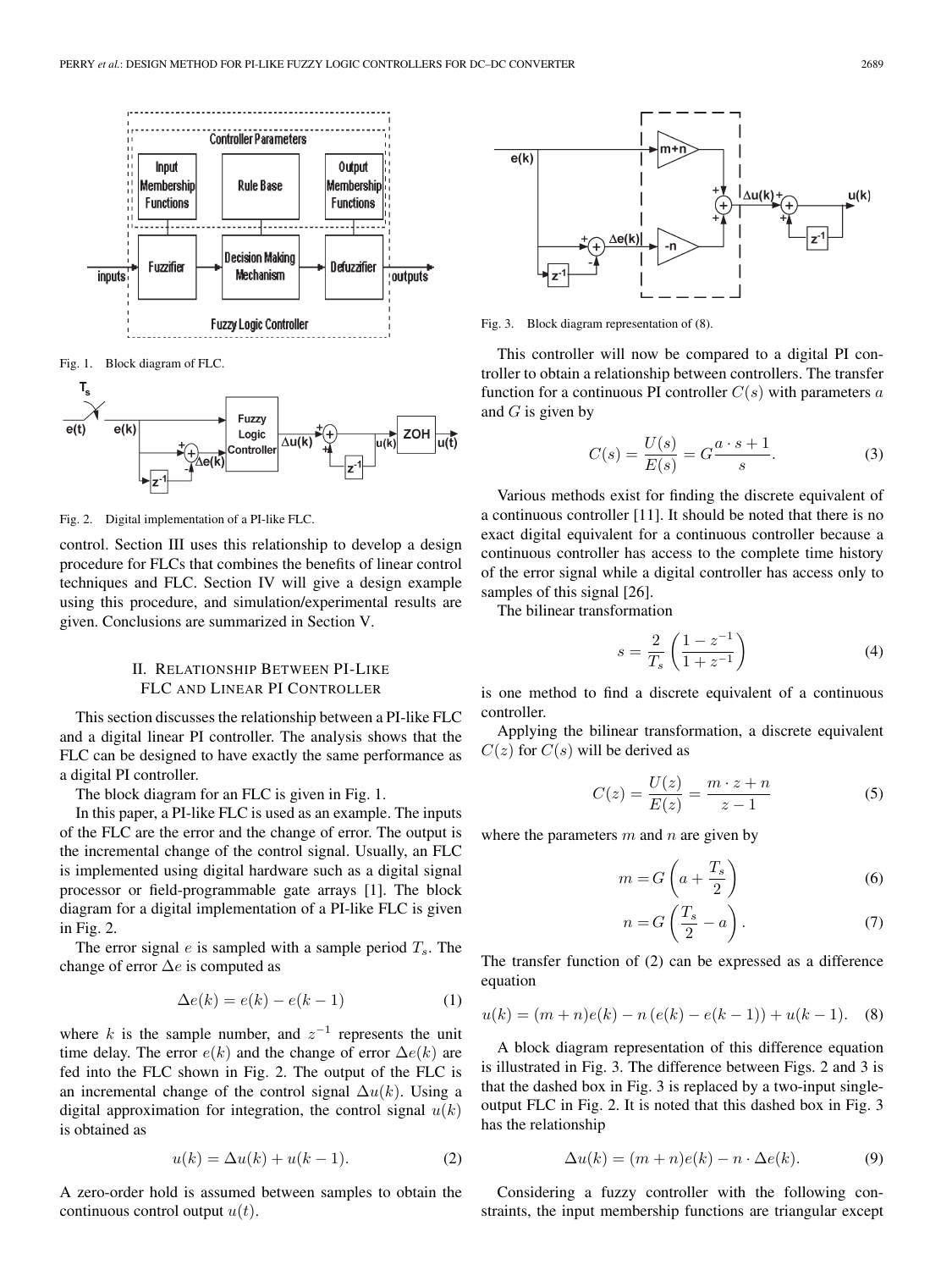Fig. 1. Block diagram of FLC.

Fig. 2. Digital implementation of a PI-like FLC.

control. Section III uses this relationship to develop a design procedure for FLCs that combines the benefits of linear control techniques and FLC. Section IV will give a design example using this procedure, and simulation/experimental results are given. Conclusions are summarized in Section V.

## II. Relationship Between PI-Like FLC and Linear PI Controller

This section discusses the relationship between a PI-like FLC and a digital linear PI controller. The analysis shows that the FLC can be designed to have exactly the same performance as a digital PI controller.

The block diagram for an FLC is given in Fig. 1.

In this paper, a PI-like FLC is used as an example. The inputs of the FLC are the error and the change of error. The output is the incremental change of the control signal. Usually, an FLC is implemented using digital hardware such as a digital signal processor or field-programmable gate arrays [1]. The block diagram for a digital implementation of a PI-like FLC is given in Fig. 2.

The error signal $e$ is sampled with a sample period $T_s$. The change of error $\Delta e$ is computed as

$$\Delta e(k) = e(k) - e(k-1) \tag{1}$$

where $k$ is the sample number, and $z^{-1}$ represents the unit time delay. The error $e(k)$ and the change of error $\Delta e(k)$ are fed into the FLC shown in Fig. 2. The output of the FLC is an incremental change of the control signal $\Delta u(k)$. Using a digital approximation for integration, the control signal $u(k)$ is obtained as

$$u(k) = \Delta u(k) + u(k-1). \tag{2}$$

A zero-order hold is assumed between samples to obtain the continuous control output $u(t)$.

Fig. 3. Block diagram representation of (8).

This controller will now be compared to a digital PI controller to obtain a relationship between controllers. The transfer function for a continuous PI controller $C(s)$ with parameters $a$ and $G$ is given by

$$C(s) = \frac{U(s)}{E(s)} = G\frac{a \cdot s + 1}{s}. \tag{3}$$

Various methods exist for finding the discrete equivalent of a continuous controller [11]. It should be noted that there is no exact digital equivalent for a continuous controller because a continuous controller has access to the complete time history of the error signal while a digital controller has access only to samples of this signal [26].

The bilinear transformation

$$s = \frac{2}{T_s}\left(\frac{1 - z^{-1}}{1 + z^{-1}}\right) \tag{4}$$

is one method to find a discrete equivalent of a continuous controller.

Applying the bilinear transformation, a discrete equivalent $C(z)$ for $C(s)$ will be derived as

$$C(z) = \frac{U(z)}{E(z)} = \frac{m \cdot z + n}{z - 1} \tag{5}$$

where the parameters $m$ and $n$ are given by

$$m = G\left(a + \frac{T_s}{2}\right) \tag{6}$$

$$n = G\left(\frac{T_s}{2} - a\right). \tag{7}$$

The transfer function of (2) can be expressed as a difference equation

$$u(k) = (m+n)e(k) - n\left(e(k) - e(k-1)\right) + u(k-1). \tag{8}$$

A block diagram representation of this difference equation is illustrated in Fig. 3. The difference between Figs. 2 and 3 is that the dashed box in Fig. 3 is replaced by a two-input single-output FLC in Fig. 2. It is noted that this dashed box in Fig. 3 has the relationship

$$\Delta u(k) = (m+n)e(k) - n \cdot \Delta e(k). \tag{9}$$

Considering a fuzzy controller with the following constraints, the input membership functions are triangular except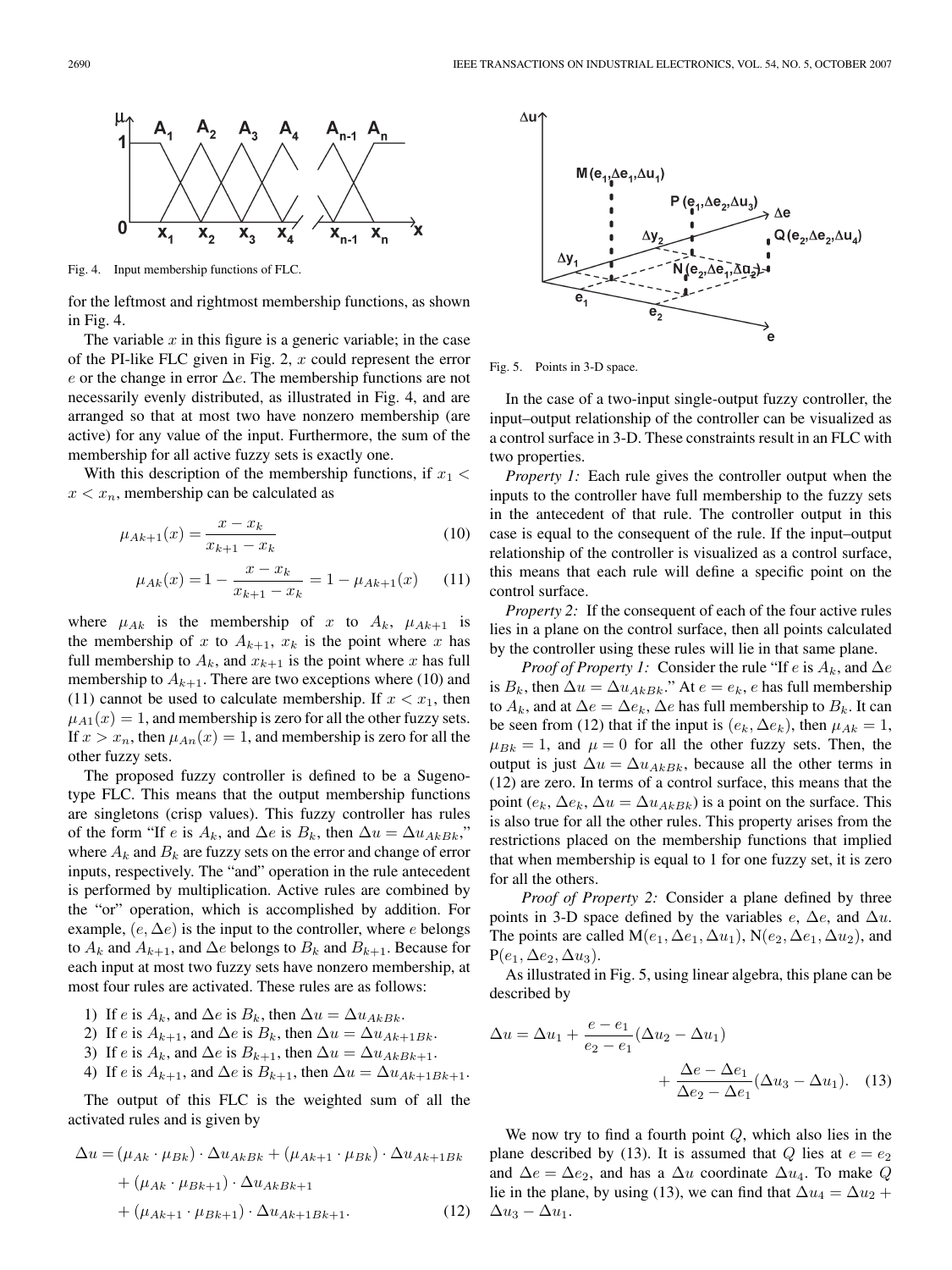Fig. 4. Input membership functions of FLC.

for the leftmost and rightmost membership functions, as shown in Fig. 4.

The variable $x$ in this figure is a generic variable; in the case of the PI-like FLC given in Fig. 2, $x$ could represent the error $e$ or the change in error $\Delta e$. The membership functions are not necessarily evenly distributed, as illustrated in Fig. 4, and are arranged so that at most two have nonzero membership (are active) for any value of the input. Furthermore, the sum of the membership for all active fuzzy sets is exactly one.

With this description of the membership functions, if $x_1 < x < x_n$, membership can be calculated as

$$\mu_{Ak+1}(x) = \frac{x - x_k}{x_{k+1} - x_k} \tag{10}$$

$$\mu_{Ak}(x) = 1 - \frac{x - x_k}{x_{k+1} - x_k} = 1 - \mu_{Ak+1}(x) \tag{11}$$

where $\mu_{Ak}$ is the membership of $x$ to $A_k$, $\mu_{Ak+1}$ is the membership of $x$ to $A_{k+1}$, $x_k$ is the point where $x$ has full membership to $A_k$, and $x_{k+1}$ is the point where $x$ has full membership to $A_{k+1}$. There are two exceptions where (10) and (11) cannot be used to calculate membership. If $x < x_1$, then $\mu_{A1}(x) = 1$, and membership is zero for all the other fuzzy sets. If $x > x_n$, then $\mu_{An}(x) = 1$, and membership is zero for all the other fuzzy sets.

The proposed fuzzy controller is defined to be a Sugeno-type FLC. This means that the output membership functions are singletons (crisp values). This fuzzy controller has rules of the form "If $e$ is $A_k$, and $\Delta e$ is $B_k$, then $\Delta u = \Delta u_{AkBk}$," where $A_k$ and $B_k$ are fuzzy sets on the error and change of error inputs, respectively. The "and" operation in the rule antecedent is performed by multiplication. Active rules are combined by the "or" operation, which is accomplished by addition. For example, $(e, \Delta e)$ is the input to the controller, where $e$ belongs to $A_k$ and $A_{k+1}$, and $\Delta e$ belongs to $B_k$ and $B_{k+1}$. Because for each input at most two fuzzy sets have nonzero membership, at most four rules are activated. These rules are as follows:

1) If $e$ is $A_k$, and $\Delta e$ is $B_k$, then $\Delta u = \Delta u_{AkBk}$.
2) If $e$ is $A_{k+1}$, and $\Delta e$ is $B_k$, then $\Delta u = \Delta u_{Ak+1Bk}$.
3) If $e$ is $A_k$, and $\Delta e$ is $B_{k+1}$, then $\Delta u = \Delta u_{AkBk+1}$.
4) If $e$ is $A_{k+1}$, and $\Delta e$ is $B_{k+1}$, then $\Delta u = \Delta u_{Ak+1Bk+1}$.

The output of this FLC is the weighted sum of all the activated rules and is given by

$$\begin{aligned}\Delta u = &(\mu_{Ak} \cdot \mu_{Bk}) \cdot \Delta u_{AkBk} + (\mu_{Ak+1} \cdot \mu_{Bk}) \cdot \Delta u_{Ak+1Bk} \\ &+ (\mu_{Ak} \cdot \mu_{Bk+1}) \cdot \Delta u_{AkBk+1} \\ &+ (\mu_{Ak+1} \cdot \mu_{Bk+1}) \cdot \Delta u_{Ak+1Bk+1}.\end{aligned} \tag{12}$$

Fig. 5. Points in 3-D space.

In the case of a two-input single-output fuzzy controller, the input–output relationship of the controller can be visualized as a control surface in 3-D. These constraints result in an FLC with two properties.

*Property 1:* Each rule gives the controller output when the inputs to the controller have full membership to the fuzzy sets in the antecedent of that rule. The controller output in this case is equal to the consequent of the rule. If the input–output relationship of the controller is visualized as a control surface, this means that each rule will define a specific point on the control surface.

*Property 2:* If the consequent of each of the four active rules lies in a plane on the control surface, then all points calculated by the controller using these rules will lie in that same plane.

*Proof of Property 1:* Consider the rule "If $e$ is $A_k$, and $\Delta e$ is $B_k$, then $\Delta u = \Delta u_{AkBk}$." At $e = e_k$, $e$ has full membership to $A_k$, and at $\Delta e = \Delta e_k$, $\Delta e$ has full membership to $B_k$. It can be seen from (12) that if the input is $(e_k, \Delta e_k)$, then $\mu_{Ak} = 1$, $\mu_{Bk} = 1$, and $\mu = 0$ for all the other fuzzy sets. Then, the output is just $\Delta u = \Delta u_{AkBk}$, because all the other terms in (12) are zero. In terms of a control surface, this means that the point $(e_k, \Delta e_k, \Delta u = \Delta u_{AkBk})$ is a point on the surface. This is also true for all the other rules. This property arises from the restrictions placed on the membership functions that implied that when membership is equal to 1 for one fuzzy set, it is zero for all the others.

*Proof of Property 2:* Consider a plane defined by three points in 3-D space defined by the variables $e$, $\Delta e$, and $\Delta u$. The points are called $\mathrm{M}(e_1, \Delta e_1, \Delta u_1)$, $\mathrm{N}(e_2, \Delta e_1, \Delta u_2)$, and $\mathrm{P}(e_1, \Delta e_2, \Delta u_3)$.

As illustrated in Fig. 5, using linear algebra, this plane can be described by

$$\Delta u = \Delta u_1 + \frac{e - e_1}{e_2 - e_1}(\Delta u_2 - \Delta u_1) + \frac{\Delta e - \Delta e_1}{\Delta e_2 - \Delta e_1}(\Delta u_3 - \Delta u_1). \tag{13}$$

We now try to find a fourth point $Q$, which also lies in the plane described by (13). It is assumed that $Q$ lies at $e = e_2$ and $\Delta e = \Delta e_2$, and has a $\Delta u$ coordinate $\Delta u_4$. To make $Q$ lie in the plane, by using (13), we can find that $\Delta u_4 = \Delta u_2 + \Delta u_3 - \Delta u_1$.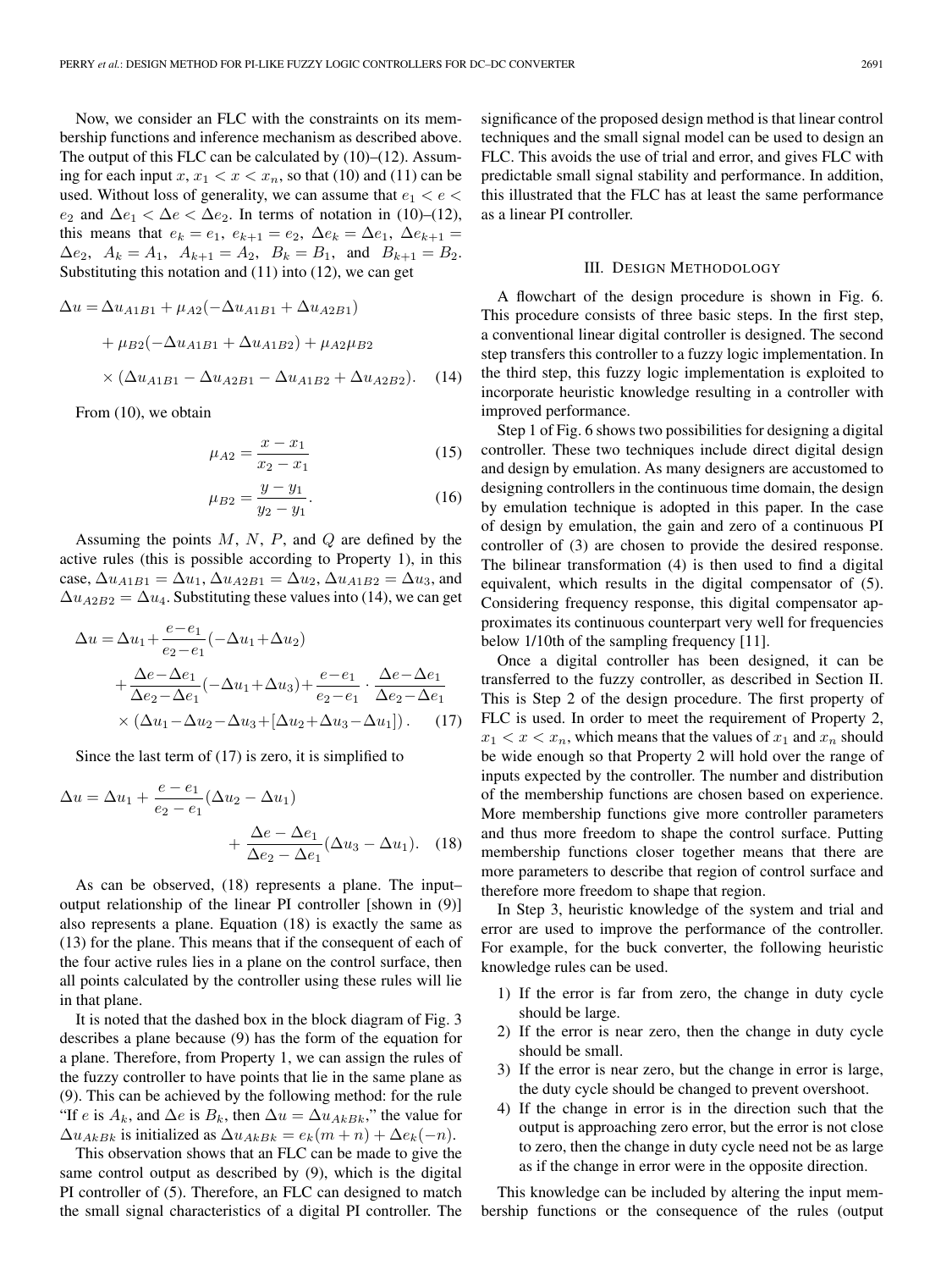Now, we consider an FLC with the constraints on its membership functions and inference mechanism as described above. The output of this FLC can be calculated by (10)–(12). Assuming for each input $x$, $x_1 < x < x_n$, so that (10) and (11) can be used. Without loss of generality, we can assume that $e_1 < e < e_2$ and $\Delta e_1 < \Delta e < \Delta e_2$. In terms of notation in (10)–(12), this means that $e_k = e_1$, $e_{k+1} = e_2$, $\Delta e_k = \Delta e_1$, $\Delta e_{k+1} = \Delta e_2$, $A_k = A_1$, $A_{k+1} = A_2$, $B_k = B_1$, and $B_{k+1} = B_2$. Substituting this notation and (11) into (12), we can get

$$\begin{aligned}\Delta u =& \Delta u_{A1B1} + \mu_{A2}(-\Delta u_{A1B1} + \Delta u_{A2B1}) \\ &+ \mu_{B2}(-\Delta u_{A1B1} + \Delta u_{A1B2}) + \mu_{A2}\mu_{B2} \\ &\times (\Delta u_{A1B1} - \Delta u_{A2B1} - \Delta u_{A1B2} + \Delta u_{A2B2}). \quad (14)\end{aligned}$$

From (10), we obtain

$$\mu_{A2} = \frac{x - x_1}{x_2 - x_1} \quad (15)$$

$$\mu_{B2} = \frac{y - y_1}{y_2 - y_1}. \quad (16)$$

Assuming the points $M$, $N$, $P$, and $Q$ are defined by the active rules (this is possible according to Property 1), in this case, $\Delta u_{A1B1} = \Delta u_1$, $\Delta u_{A2B1} = \Delta u_2$, $\Delta u_{A1B2} = \Delta u_3$, and $\Delta u_{A2B2} = \Delta u_4$. Substituting these values into (14), we can get

$$\begin{aligned}\Delta u =& \Delta u_1 + \frac{e - e_1}{e_2 - e_1}(-\Delta u_1 + \Delta u_2) \\ &+ \frac{\Delta e - \Delta e_1}{\Delta e_2 - \Delta e_1}(-\Delta u_1 + \Delta u_3) + \frac{e - e_1}{e_2 - e_1} \cdot \frac{\Delta e - \Delta e_1}{\Delta e_2 - \Delta e_1} \\ &\times (\Delta u_1 - \Delta u_2 - \Delta u_3 + [\Delta u_2 + \Delta u_3 - \Delta u_1]). \quad (17)\end{aligned}$$

Since the last term of (17) is zero, it is simplified to

$$\Delta u = \Delta u_1 + \frac{e - e_1}{e_2 - e_1}(\Delta u_2 - \Delta u_1) + \frac{\Delta e - \Delta e_1}{\Delta e_2 - \Delta e_1}(\Delta u_3 - \Delta u_1). \quad (18)$$

As can be observed, (18) represents a plane. The input–output relationship of the linear PI controller [shown in (9)] also represents a plane. Equation (18) is exactly the same as (13) for the plane. This means that if the consequent of each of the four active rules lies in a plane on the control surface, then all points calculated by the controller using these rules will lie in that plane.

It is noted that the dashed box in the block diagram of Fig. 3 describes a plane because (9) has the form of the equation for a plane. Therefore, from Property 1, we can assign the rules of the fuzzy controller to have points that lie in the same plane as (9). This can be achieved by the following method: for the rule "If $e$ is $A_k$, and $\Delta e$ is $B_k$, then $\Delta u = \Delta u_{AkBk}$," the value for $\Delta u_{AkBk}$ is initialized as $\Delta u_{AkBk} = e_k(m + n) + \Delta e_k(-n)$.

This observation shows that an FLC can be made to give the same control output as described by (9), which is the digital PI controller of (5). Therefore, an FLC can designed to match the small signal characteristics of a digital PI controller. The significance of the proposed design method is that linear control techniques and the small signal model can be used to design an FLC. This avoids the use of trial and error, and gives FLC with predictable small signal stability and performance. In addition, this illustrated that the FLC has at least the same performance as a linear PI controller.

## III. Design Methodology

A flowchart of the design procedure is shown in Fig. 6. This procedure consists of three basic steps. In the first step, a conventional linear digital controller is designed. The second step transfers this controller to a fuzzy logic implementation. In the third step, this fuzzy logic implementation is exploited to incorporate heuristic knowledge resulting in a controller with improved performance.

Step 1 of Fig. 6 shows two possibilities for designing a digital controller. These two techniques include direct digital design and design by emulation. As many designers are accustomed to designing controllers in the continuous time domain, the design by emulation technique is adopted in this paper. In the case of design by emulation, the gain and zero of a continuous PI controller of (3) are chosen to provide the desired response. The bilinear transformation (4) is then used to find a digital equivalent, which results in the digital compensator of (5). Considering frequency response, this digital compensator approximates its continuous counterpart very well for frequencies below 1/10th of the sampling frequency [11].

Once a digital controller has been designed, it can be transferred to the fuzzy controller, as described in Section II. This is Step 2 of the design procedure. The first property of FLC is used. In order to meet the requirement of Property 2, $x_1 < x < x_n$, which means that the values of $x_1$ and $x_n$ should be wide enough so that Property 2 will hold over the range of inputs expected by the controller. The number and distribution of the membership functions are chosen based on experience. More membership functions give more controller parameters and thus more freedom to shape the control surface. Putting membership functions closer together means that there are more parameters to describe that region of control surface and therefore more freedom to shape that region.

In Step 3, heuristic knowledge of the system and trial and error are used to improve the performance of the controller. For example, for the buck converter, the following heuristic knowledge rules can be used.

1) If the error is far from zero, the change in duty cycle should be large.
2) If the error is near zero, then the change in duty cycle should be small.
3) If the error is near zero, but the change in error is large, the duty cycle should be changed to prevent overshoot.
4) If the change in error is in the direction such that the output is approaching zero error, but the error is not close to zero, then the change in duty cycle need not be as large as if the change in error were in the opposite direction.

This knowledge can be included by altering the input membership functions or the consequence of the rules (output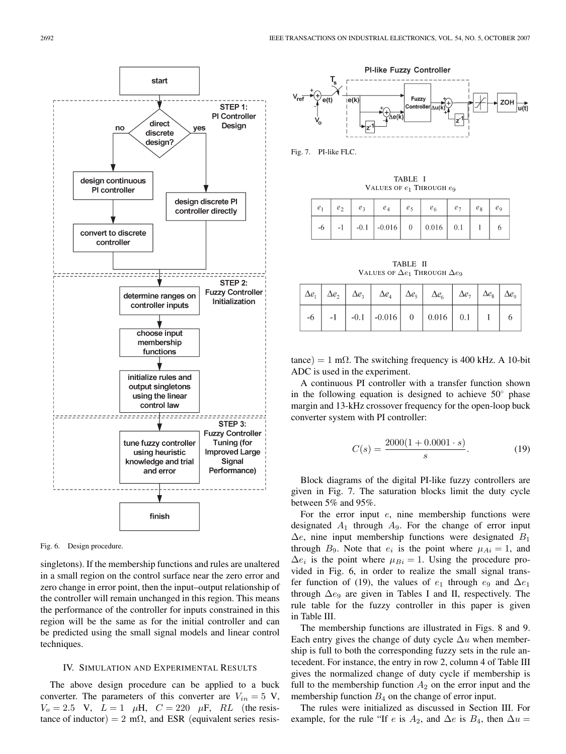Fig. 6. Design procedure.

singletons). If the membership functions and rules are unaltered in a small region on the control surface near the zero error and zero change in error point, then the input–output relationship of the controller will remain unchanged in this region. This means the performance of the controller for inputs constrained in this region will be the same as for the initial controller and can be predicted using the small signal models and linear control techniques.

## IV. Simulation and Experimental Results

The above design procedure can be applied to a buck converter. The parameters of this converter are $V_{in} = 5$ V, $V_o = 2.5$ V, $L = 1$ $\mu$H, $C = 220$ $\mu$F, $RL$ (the resistance of inductor) $= 2$ m$\Omega$, and ESR (equivalent series resistance) $= 1$ m$\Omega$. The switching frequency is 400 kHz. A 10-bit ADC is used in the experiment.

Fig. 7. PI-like FLC.

TABLE I
Values of $e_1$ Through $e_9$

| $e_1$ | $e_2$ | $e_3$ | $e_4$ | $e_5$ | $e_6$ | $e_7$ | $e_8$ | $e_9$ |
|---|---|---|---|---|---|---|---|---|
| -6 | -1 | -0.1 | -0.016 | 0 | 0.016 | 0.1 | 1 | 6 |

TABLE II
Values of $\Delta e_1$ Through $\Delta e_9$

| $\Delta e_1$ | $\Delta e_2$ | $\Delta e_3$ | $\Delta e_4$ | $\Delta e_5$ | $\Delta e_6$ | $\Delta e_7$ | $\Delta e_8$ | $\Delta e_9$ |
|---|---|---|---|---|---|---|---|---|
| -6 | -1 | -0.1 | -0.016 | 0 | 0.016 | 0.1 | 1 | 6 |

A continuous PI controller with a transfer function shown in the following equation is designed to achieve 50° phase margin and 13-kHz crossover frequency for the open-loop buck converter system with PI controller:

$$C(s) = \frac{2000(1 + 0.0001 \cdot s)}{s}. \tag{19}$$

Block diagrams of the digital PI-like fuzzy controllers are given in Fig. 7. The saturation blocks limit the duty cycle between 5% and 95%.

For the error input $e$, nine membership functions were designated $A_1$ through $A_9$. For the change of error input $\Delta e$, nine input membership functions were designated $B_1$ through $B_9$. Note that $e_i$ is the point where $\mu_{Ai} = 1$, and $\Delta e_i$ is the point where $\mu_{Bi} = 1$. Using the procedure provided in Fig. 6, in order to realize the small signal transfer function of (19), the values of $e_1$ through $e_9$ and $\Delta e_1$ through $\Delta e_9$ are given in Tables I and II, respectively. The rule table for the fuzzy controller in this paper is given in Table III.

The membership functions are illustrated in Figs. 8 and 9. Each entry gives the change of duty cycle $\Delta u$ when membership is full to both the corresponding fuzzy sets in the rule antecedent. For instance, the entry in row 2, column 4 of Table III gives the normalized change of duty cycle if membership is full to the membership function $A_2$ on the error input and the membership function $B_4$ on the change of error input.

The rules were initialized as discussed in Section III. For example, for the rule "If $e$ is $A_2$, and $\Delta e$ is $B_4$, then $\Delta u =$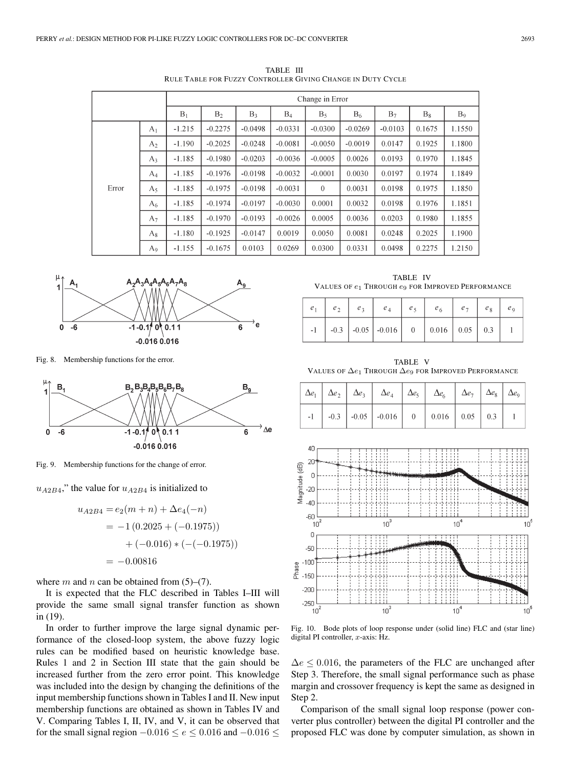TABLE III
RULE TABLE FOR FUZZY CONTROLLER GIVING CHANGE IN DUTY CYCLE

| | | Change in Error | | | | | | | | |
|---|---|---|---|---|---|---|---|---|---|---|
| | | $B_1$ | $B_2$ | $B_3$ | $B_4$ | $B_5$ | $B_6$ | $B_7$ | $B_8$ | $B_9$ |
| Error | $A_1$ | -1.215 | -0.2275 | -0.0498 | -0.0331 | -0.0300 | -0.0269 | -0.0103 | 0.1675 | 1.1550 |
| | $A_2$ | -1.190 | -0.2025 | -0.0248 | -0.0081 | -0.0050 | -0.0019 | 0.0147 | 0.1925 | 1.1800 |
| | $A_3$ | -1.185 | -0.1980 | -0.0203 | -0.0036 | -0.0005 | 0.0026 | 0.0193 | 0.1970 | 1.1845 |
| | $A_4$ | -1.185 | -0.1976 | -0.0198 | -0.0032 | -0.0001 | 0.0030 | 0.0197 | 0.1974 | 1.1849 |
| | $A_5$ | -1.185 | -0.1975 | -0.0198 | -0.0031 | 0 | 0.0031 | 0.0198 | 0.1975 | 1.1850 |
| | $A_6$ | -1.185 | -0.1974 | -0.0197 | -0.0030 | 0.0001 | 0.0032 | 0.0198 | 0.1976 | 1.1851 |
| | $A_7$ | -1.185 | -0.1970 | -0.0193 | -0.0026 | 0.0005 | 0.0036 | 0.0203 | 0.1980 | 1.1855 |
| | $A_8$ | -1.180 | -0.1925 | -0.0147 | 0.0019 | 0.0050 | 0.0081 | 0.0248 | 0.2025 | 1.1900 |
| | $A_9$ | -1.155 | -0.1675 | 0.0103 | 0.0269 | 0.0300 | 0.0331 | 0.0498 | 0.2275 | 1.2150 |

Fig. 8. Membership functions for the error.

Fig. 9. Membership functions for the change of error.

$u_{A2B4}$," the value for $u_{A2B4}$ is initialized to

$$\begin{aligned} u_{A2B4} &= e_2(m+n) + \Delta e_4(-n) \\ &= -1\,(0.2025 + (-0.1975)) \\ &\quad + (-0.016) * (-(-0.1975)) \\ &= -0.00816 \end{aligned}$$

where $m$ and $n$ can be obtained from (5)–(7).

It is expected that the FLC described in Tables I–III will provide the same small signal transfer function as shown in (19).

In order to further improve the large signal dynamic performance of the closed-loop system, the above fuzzy logic rules can be modified based on heuristic knowledge base. Rules 1 and 2 in Section III state that the gain should be increased further from the zero error point. This knowledge was included into the design by changing the definitions of the input membership functions shown in Tables I and II. New input membership functions are obtained as shown in Tables IV and V. Comparing Tables I, II, IV, and V, it can be observed that for the small signal region $-0.016 \le e \le 0.016$ and $-0.016 \le \Delta e \le 0.016$, the parameters of the FLC are unchanged after Step 3. Therefore, the small signal performance such as phase margin and crossover frequency is kept the same as designed in Step 2.

Comparison of the small signal loop response (power converter plus controller) between the digital PI controller and the proposed FLC was done by computer simulation, as shown in

TABLE IV
VALUES OF $e_1$ THROUGH $e_9$ FOR IMPROVED PERFORMANCE

| $e_1$ | $e_2$ | $e_3$ | $e_4$ | $e_5$ | $e_6$ | $e_7$ | $e_8$ | $e_9$ |
|---|---|---|---|---|---|---|---|---|
| -1 | -0.3 | -0.05 | -0.016 | 0 | 0.016 | 0.05 | 0.3 | 1 |

TABLE V
VALUES OF $\Delta e_1$ THROUGH $\Delta e_9$ FOR IMPROVED PERFORMANCE

| $\Delta e_1$ | $\Delta e_2$ | $\Delta e_3$ | $\Delta e_4$ | $\Delta e_5$ | $\Delta e_6$ | $\Delta e_7$ | $\Delta e_8$ | $\Delta e_9$ |
|---|---|---|---|---|---|---|---|---|
| -1 | -0.3 | -0.05 | -0.016 | 0 | 0.016 | 0.05 | 0.3 | 1 |

Fig. 10. Bode plots of loop response under (solid line) FLC and (star line) digital PI controller, $x$-axis: Hz.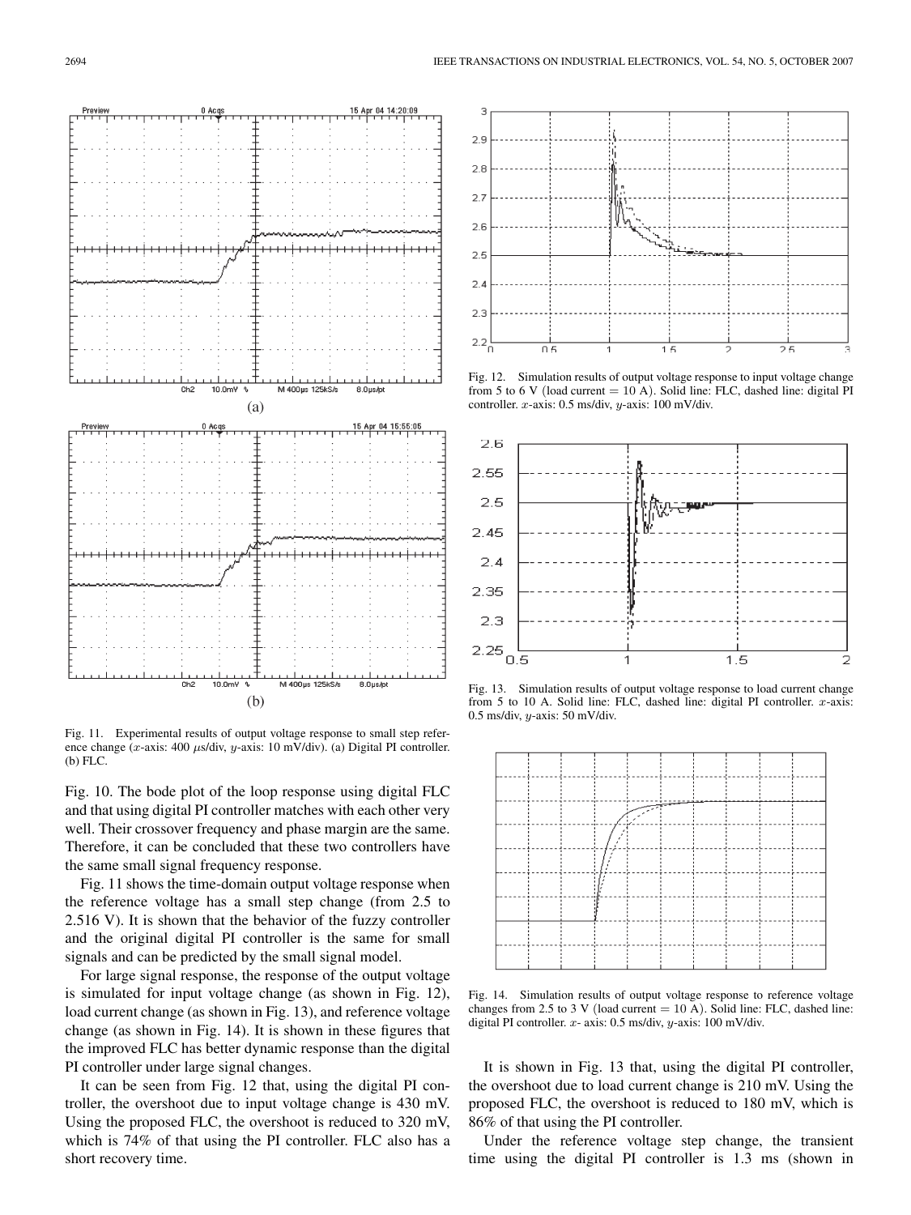Fig. 11. Experimental results of output voltage response to small step reference change ($x$-axis: 400 $\mu$s/div, $y$-axis: 10 mV/div). (a) Digital PI controller. (b) FLC.

Fig. 12. Simulation results of output voltage response to input voltage change from 5 to 6 V (load current $= 10$ A). Solid line: FLC, dashed line: digital PI controller. $x$-axis: 0.5 ms/div, $y$-axis: 100 mV/div.

Fig. 13. Simulation results of output voltage response to load current change from 5 to 10 A. Solid line: FLC, dashed line: digital PI controller. $x$-axis: 0.5 ms/div, $y$-axis: 50 mV/div.

Fig. 14. Simulation results of output voltage response to reference voltage changes from 2.5 to 3 V (load current $= 10$ A). Solid line: FLC, dashed line: digital PI controller. $x$- axis: 0.5 ms/div, $y$-axis: 100 mV/div.

Fig. 10. The bode plot of the loop response using digital FLC and that using digital PI controller matches with each other very well. Their crossover frequency and phase margin are the same. Therefore, it can be concluded that these two controllers have the same small signal frequency response.

Fig. 11 shows the time-domain output voltage response when the reference voltage has a small step change (from 2.5 to 2.516 V). It is shown that the behavior of the fuzzy controller and the original digital PI controller is the same for small signals and can be predicted by the small signal model.

For large signal response, the response of the output voltage is simulated for input voltage change (as shown in Fig. 12), load current change (as shown in Fig. 13), and reference voltage change (as shown in Fig. 14). It is shown in these figures that the improved FLC has better dynamic response than the digital PI controller under large signal changes.

It can be seen from Fig. 12 that, using the digital PI controller, the overshoot due to input voltage change is 430 mV. Using the proposed FLC, the overshoot is reduced to 320 mV, which is 74% of that using the PI controller. FLC also has a short recovery time.

It is shown in Fig. 13 that, using the digital PI controller, the overshoot due to load current change is 210 mV. Using the proposed FLC, the overshoot is reduced to 180 mV, which is 86% of that using the PI controller.

Under the reference voltage step change, the transient time using the digital PI controller is 1.3 ms (shown in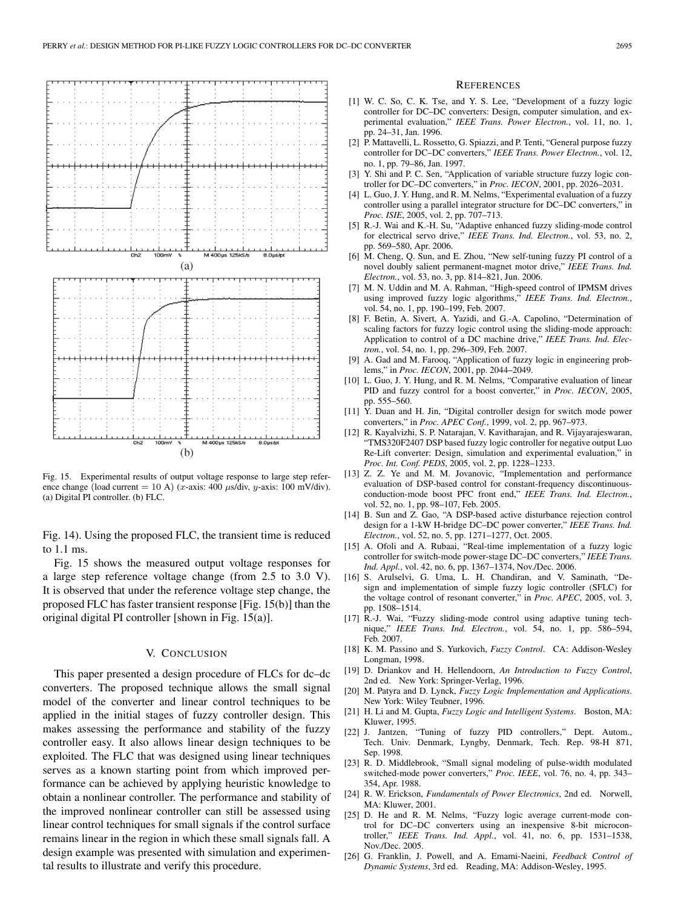Fig. 15. Experimental results of output voltage response to large step reference change (load current = 10 A) ($x$-axis: 400 $\mu$s/div, $y$-axis: 100 mV/div). (a) Digital PI controller. (b) FLC.

Fig. 14). Using the proposed FLC, the transient time is reduced to 1.1 ms.

Fig. 15 shows the measured output voltage responses for a large step reference voltage change (from 2.5 to 3.0 V). It is observed that under the reference voltage step change, the proposed FLC has faster transient response [Fig. 15(b)] than the original digital PI controller [shown in Fig. 15(a)].

## V. Conclusion

This paper presented a design procedure of FLCs for dc–dc converters. The proposed technique allows the small signal model of the converter and linear control techniques to be applied in the initial stages of fuzzy controller design. This makes assessing the performance and stability of the fuzzy controller easy. It also allows linear design techniques to be exploited. The FLC that was designed using linear techniques serves as a known starting point from which improved performance can be achieved by applying heuristic knowledge to obtain a nonlinear controller. The performance and stability of the improved nonlinear controller can still be assessed using linear control techniques for small signals if the control surface remains linear in the region in which these small signals fall. A design example was presented with simulation and experimental results to illustrate and verify this procedure.

## References

[1] W. C. So, C. K. Tse, and Y. S. Lee, "Development of a fuzzy logic controller for DC–DC converters: Design, computer simulation, and experimental evaluation," *IEEE Trans. Power Electron.*, vol. 11, no. 1, pp. 24–31, Jan. 1996.

[2] P. Mattavelli, L. Rossetto, G. Spiazzi, and P. Tenti, "General purpose fuzzy controller for DC–DC converters," *IEEE Trans. Power Electron.*, vol. 12, no. 1, pp. 79–86, Jan. 1997.

[3] Y. Shi and P. C. Sen, "Application of variable structure fuzzy logic controller for DC–DC converters," in *Proc. IECON*, 2001, pp. 2026–2031.

[4] L. Guo, J. Y. Hung, and R. M. Nelms, "Experimental evaluation of a fuzzy controller using a parallel integrator structure for DC–DC converters," in *Proc. ISIE*, 2005, vol. 2, pp. 707–713.

[5] R.-J. Wai and K.-H. Su, "Adaptive enhanced fuzzy sliding-mode control for electrical servo drive," *IEEE Trans. Ind. Electron.*, vol. 53, no. 2, pp. 569–580, Apr. 2006.

[6] M. Cheng, Q. Sun, and E. Zhou, "New self-tuning fuzzy PI control of a novel doubly salient permanent-magnet motor drive," *IEEE Trans. Ind. Electron.*, vol. 53, no. 3, pp. 814–821, Jun. 2006.

[7] M. N. Uddin and M. A. Rahman, "High-speed control of IPMSM drives using improved fuzzy logic algorithms," *IEEE Trans. Ind. Electron.*, vol. 54, no. 1, pp. 190–199, Feb. 2007.

[8] F. Betin, A. Sivert, A. Yazidi, and G.-A. Capolino, "Determination of scaling factors for fuzzy logic control using the sliding-mode approach: Application to control of a DC machine drive," *IEEE Trans. Ind. Electron.*, vol. 54, no. 1, pp. 296–309, Feb. 2007.

[9] A. Gad and M. Farooq, "Application of fuzzy logic in engineering problems," in *Proc. IECON*, 2001, pp. 2044–2049.

[10] L. Guo, J. Y. Hung, and R. M. Nelms, "Comparative evaluation of linear PID and fuzzy control for a boost converter," in *Proc. IECON*, 2005, pp. 555–560.

[11] Y. Duan and H. Jin, "Digital controller design for switch mode power converters," in *Proc. APEC Conf.*, 1999, vol. 2, pp. 967–973.

[12] R. Kayalvizhi, S. P. Natarajan, V. Kavitharajan, and R. Vijayarajeswaran, "TMS320F2407 DSP based fuzzy logic controller for negative output Luo Re-Lift converter: Design, simulation and experimental evaluation," in *Proc. Int. Conf. PEDS*, 2005, vol. 2, pp. 1228–1233.

[13] Z. Z. Ye and M. M. Jovanovic, "Implementation and performance evaluation of DSP-based control for constant-frequency discontinuous-conduction-mode boost PFC front end," *IEEE Trans. Ind. Electron.*, vol. 52, no. 1, pp. 98–107, Feb. 2005.

[14] B. Sun and Z. Gao, "A DSP-based active disturbance rejection control design for a 1-kW H-bridge DC–DC power converter," *IEEE Trans. Ind. Electron.*, vol. 52, no. 5, pp. 1271–1277, Oct. 2005.

[15] A. Ofoli and A. Rubaai, "Real-time implementation of a fuzzy logic controller for switch-mode power-stage DC–DC converters," *IEEE Trans. Ind. Appl.*, vol. 42, no. 6, pp. 1367–1374, Nov./Dec. 2006.

[16] S. Arulselvi, G. Uma, L. H. Chandiran, and V. Saminath, "Design and implementation of simple fuzzy logic controller (SFLC) for the voltage control of resonant converter," in *Proc. APEC*, 2005, vol. 3, pp. 1508–1514.

[17] R.-J. Wai, "Fuzzy sliding-mode control using adaptive tuning technique," *IEEE Trans. Ind. Electron.*, vol. 54, no. 1, pp. 586–594, Feb. 2007.

[18] K. M. Passino and S. Yurkovich, *Fuzzy Control*. CA: Addison-Wesley Longman, 1998.

[19] D. Driankov and H. Hellendoorn, *An Introduction to Fuzzy Control*, 2nd ed. New York: Springer-Verlag, 1996.

[20] M. Patyra and D. Lynck, *Fuzzy Logic Implementation and Applications*. New York: Wiley Teubner, 1996.

[21] H. Li and M. Gupta, *Fuzzy Logic and Intelligent Systems*. Boston, MA: Kluwer, 1995.

[22] J. Jantzen, "Tuning of fuzzy PID controllers," Dept. Autom., Tech. Univ. Denmark, Lyngby, Denmark, Tech. Rep. 98-H 871, Sep. 1998.

[23] R. D. Middlebrook, "Small signal modeling of pulse-width modulated switched-mode power converters," *Proc. IEEE*, vol. 76, no. 4, pp. 343–354, Apr. 1988.

[24] R. W. Erickson, *Fundamentals of Power Electronics*, 2nd ed. Norwell, MA: Kluwer, 2001.

[25] D. He and R. M. Nelms, "Fuzzy logic average current-mode control for DC–DC converters using an inexpensive 8-bit microcontroller," *IEEE Trans. Ind. Appl.*, vol. 41, no. 6, pp. 1531–1538, Nov./Dec. 2005.

[26] G. Franklin, J. Powell, and A. Emami-Naeini, *Feedback Control of Dynamic Systems*, 3rd ed. Reading, MA: Addison-Wesley, 1995.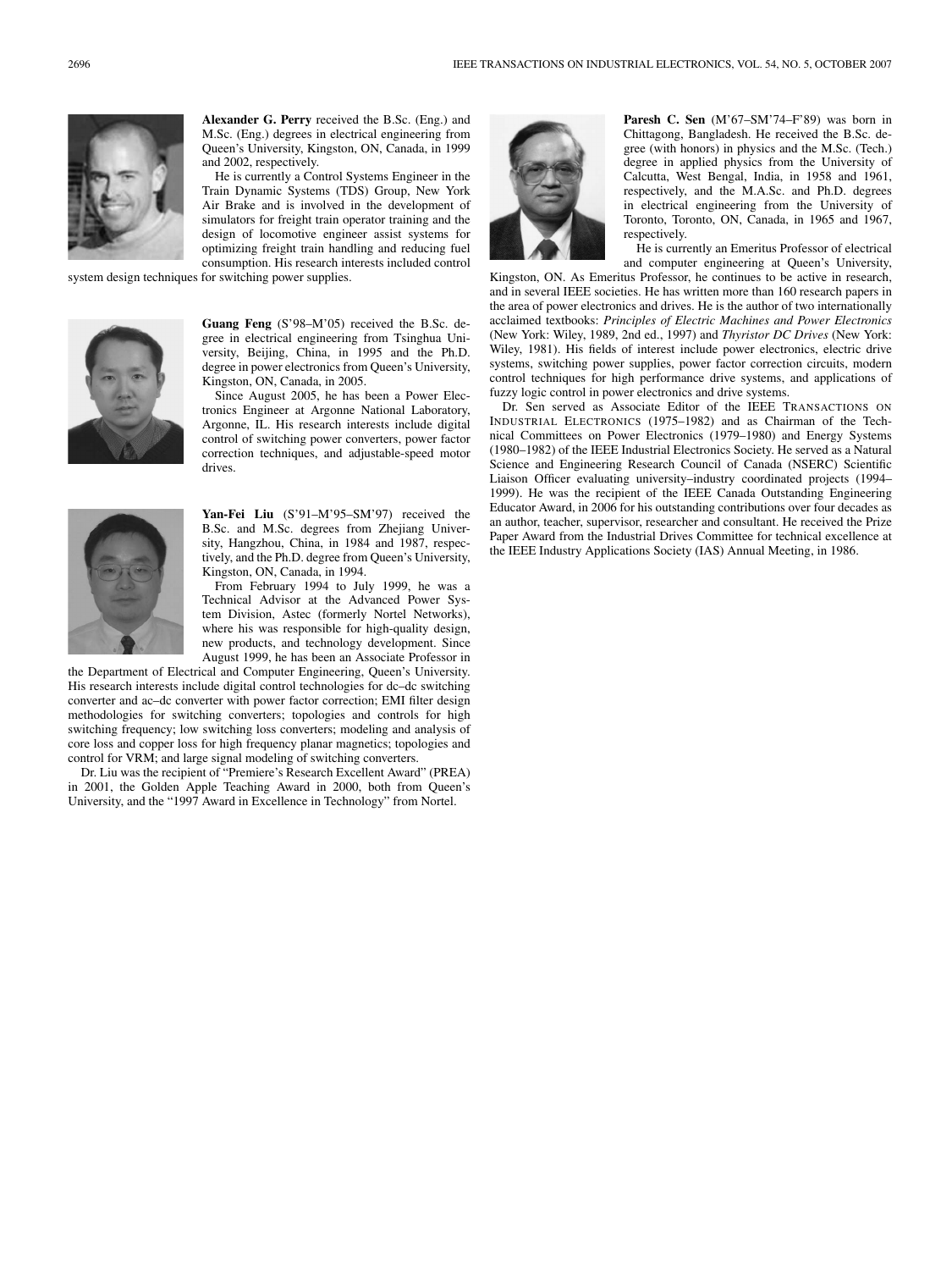**Alexander G. Perry** received the B.Sc. (Eng.) and M.Sc. (Eng.) degrees in electrical engineering from Queen's University, Kingston, ON, Canada, in 1999 and 2002, respectively.

He is currently a Control Systems Engineer in the Train Dynamic Systems (TDS) Group, New York Air Brake and is involved in the development of simulators for freight train operator training and the design of locomotive engineer assist systems for optimizing freight train handling and reducing fuel consumption. His research interests included control system design techniques for switching power supplies.

**Guang Feng** (S'98–M'05) received the B.Sc. degree in electrical engineering from Tsinghua University, Beijing, China, in 1995 and the Ph.D. degree in power electronics from Queen's University, Kingston, ON, Canada, in 2005.

Since August 2005, he has been a Power Electronics Engineer at Argonne National Laboratory, Argonne, IL. His research interests include digital control of switching power converters, power factor correction techniques, and adjustable-speed motor drives.

**Yan-Fei Liu** (S'91–M'95–SM'97) received the B.Sc. and M.Sc. degrees from Zhejiang University, Hangzhou, China, in 1984 and 1987, respectively, and the Ph.D. degree from Queen's University, Kingston, ON, Canada, in 1994.

From February 1994 to July 1999, he was a Technical Advisor at the Advanced Power System Division, Astec (formerly Nortel Networks), where his was responsible for high-quality design, new products, and technology development. Since August 1999, he has been an Associate Professor in the Department of Electrical and Computer Engineering, Queen's University. His research interests include digital control technologies for dc–dc switching converter and ac–dc converter with power factor correction; EMI filter design methodologies for switching converters; topologies and controls for high switching frequency; low switching loss converters; modeling and analysis of core loss and copper loss for high frequency planar magnetics; topologies and control for VRM; and large signal modeling of switching converters.

Dr. Liu was the recipient of "Premiere's Research Excellent Award" (PREA) in 2001, the Golden Apple Teaching Award in 2000, both from Queen's University, and the "1997 Award in Excellence in Technology" from Nortel.

**Paresh C. Sen** (M'67–SM'74–F'89) was born in Chittagong, Bangladesh. He received the B.Sc. degree (with honors) in physics and the M.Sc. (Tech.) degree in applied physics from the University of Calcutta, West Bengal, India, in 1958 and 1961, respectively, and the M.A.Sc. and Ph.D. degrees in electrical engineering from the University of Toronto, Toronto, ON, Canada, in 1965 and 1967, respectively.

He is currently an Emeritus Professor of electrical and computer engineering at Queen's University, Kingston, ON. As Emeritus Professor, he continues to be active in research, and in several IEEE societies. He has written more than 160 research papers in the area of power electronics and drives. He is the author of two internationally acclaimed textbooks: *Principles of Electric Machines and Power Electronics* (New York: Wiley, 1989, 2nd ed., 1997) and *Thyristor DC Drives* (New York: Wiley, 1981). His fields of interest include power electronics, electric drive systems, switching power supplies, power factor correction circuits, modern control techniques for high performance drive systems, and applications of fuzzy logic control in power electronics and drive systems.

Dr. Sen served as Associate Editor of the IEEE TRANSACTIONS ON INDUSTRIAL ELECTRONICS (1975–1982) and as Chairman of the Technical Committees on Power Electronics (1979–1980) and Energy Systems (1980–1982) of the IEEE Industrial Electronics Society. He served as a Natural Science and Engineering Research Council of Canada (NSERC) Scientific Liaison Officer evaluating university–industry coordinated projects (1994–1999). He was the recipient of the IEEE Canada Outstanding Engineering Educator Award, in 2006 for his outstanding contributions over four decades as an author, teacher, supervisor, researcher and consultant. He received the Prize Paper Award from the Industrial Drives Committee for technical excellence at the IEEE Industry Applications Society (IAS) Annual Meeting, in 1986.